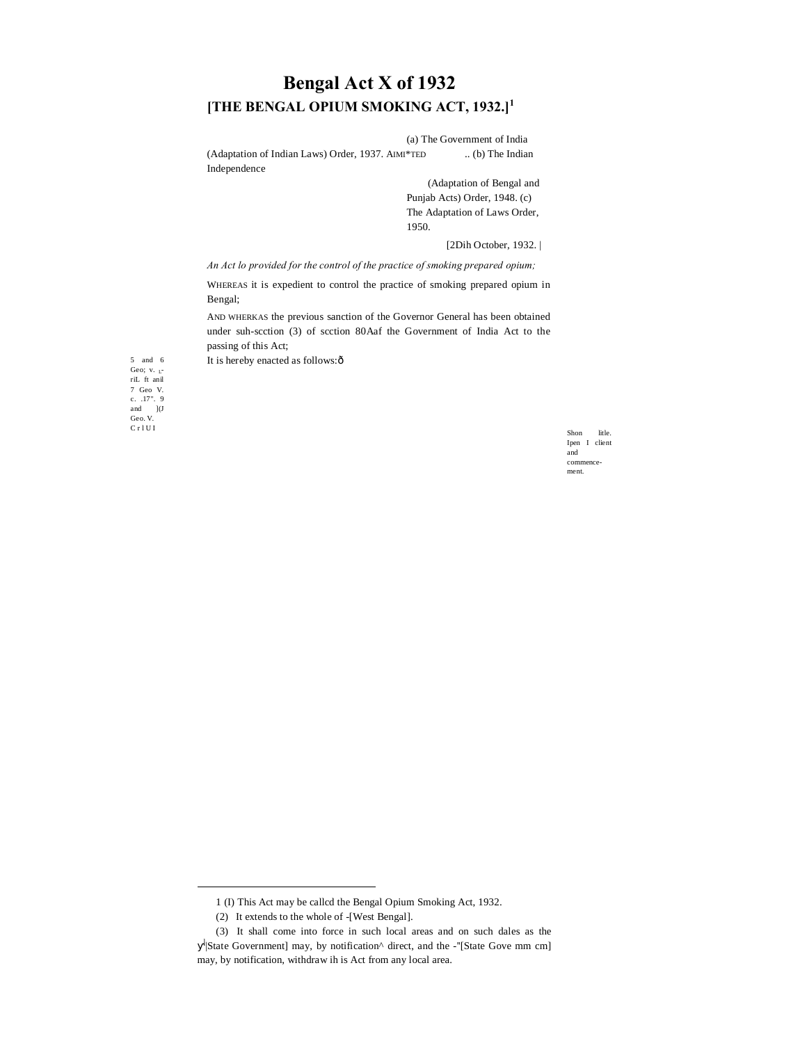# Bengal Act X of 1932

## [THE BENGAL OPIUM SMOKING ACT, 1932.][1]

(a) The Government of India (Adaptation of Indian Laws) Order, 1937. AIMI*TED .. (b) The Indian Independence

(Adaptation of Bengal and Punjab Acts) Order, 1948. (c) The Adaptation of Laws Order, 1950.

[2Dih October, 1932. |

*An Act lo provided for the control of the practice of smoking prepared opium;*

WHEREAS it is expedient to control the practice of smoking prepared opium in Bengal;

AND WHERKAS the previous sanction of the Governor General has been obtained under suh-scction (3) of scction 80Aaf the Government of India Act to the passing of this Act;

5 and 6 Geo; v. L-riL ft anil 7 Geo V. c. .17". 9 and ](J Geo. V. C r l U I

It is hereby enacted as follows:ô

Shon litle. Ipen I client and commence-ment.

1 (I) This Act may be callcd the Bengal Opium Smoking Act, 1932.

(2) It extends to the whole of -[West Bengal].

(3) It shall come into force in such local areas and on such dales as the y'|State Government] may, by notification^ direct, and the -"[State Gove mm cm] may, by notification, withdraw ih is Act from any local area.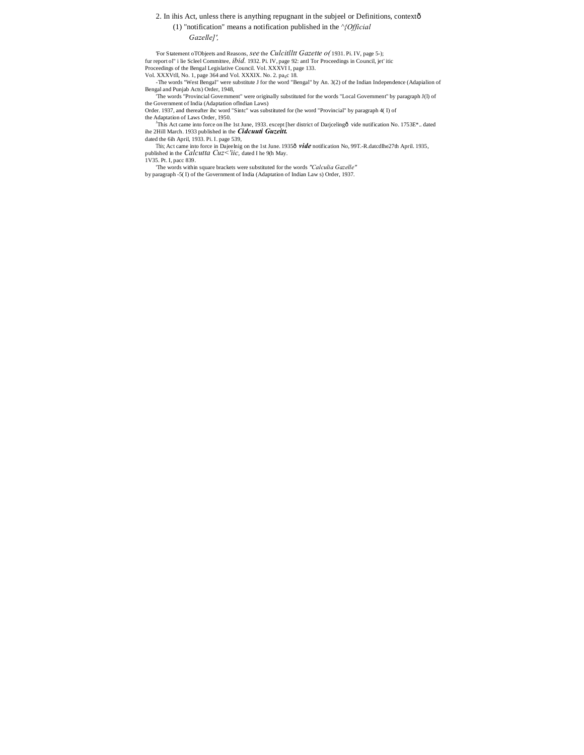2. In ihis Act, unless there is anything repugnant in the subjeel or Definitions, contextð

(1) "notification" means a notification published in the ^{*Official Gazelle]',*

'For Statement oTObjeets and Reasons, *see* the *Culcitlltt Gazette o(* 1931. Pi. IV, page 5-); fur report ol" i lie Scleel Committee, *ibid.* 1932. Pi. IV, page 92: antl Tor Proceedings in Council, jet' itic Proceedings of the Bengal Legislative Council. Vol. XXXVI I, page 133. Vol. XXXVtll, No. 1, page 364 and Vol. XXXIX. No. 2. pa$_{g}$c 18.

-The words "West Bengal" were substitute J for the word "Bengal" by An. 3(2) of the Indian Independence (Adapialion of Bengal and Punjab Acts) Order, 1948,

'The words "Provincial Government" were originally substituted for the words "Local Government" by paragraph J(l) of the Government of India (Adaptation oflndian Laws) Order. 1937, and thereafter ihc word "Sintc" was substituted for (he word "Provincial" by paragraph 4( I) of the Adaptation of Laws Order, 1950.

[1]This Act came into force on Ihe 1st June, 1933. except [her district of Darjcelingð vide nutification No. 1753E*.. dated ihe 2Hill March. 1933 published in the ***Cidcuuti Guzeitt.*** dated the 6ih April, 1933. Pi. I. page 539,

This; Act came into force in Dajeelnig on the 1st June. 1935ð ***vide*** notification No, 99T.-R.datcdlhe27th April. 1935, published in the *Calcutta Cuz<'iic,* dated I he 9(h May. 1V35. Pt. I, pacc 839.

'The words within square brackets were substituted for the words *"Calculia Gazelle"* by paragraph -5( I) of the Government of India (Adaptation of Indian Law s) Order, 1937.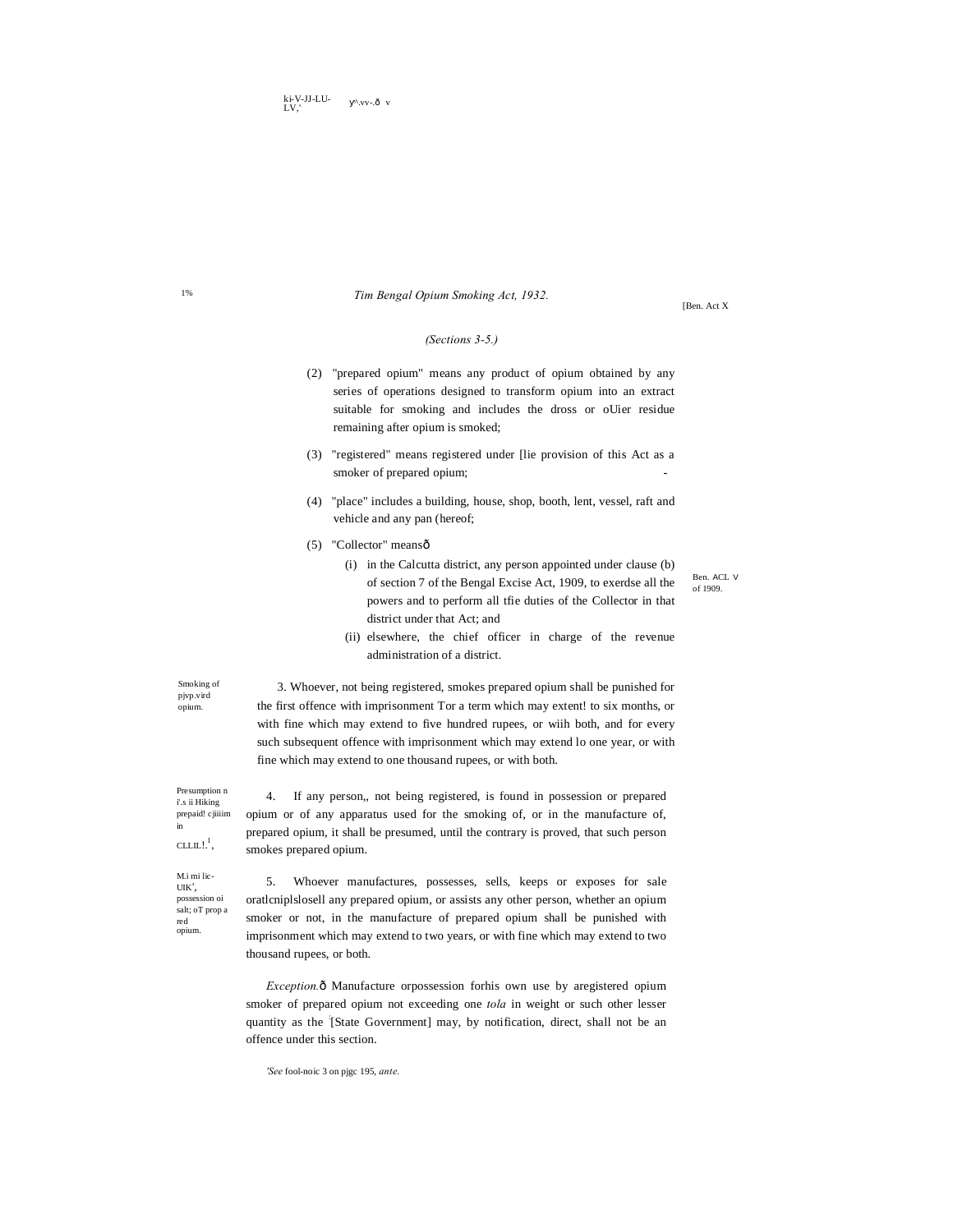(Sections 3-5.)

(2) "prepared opium" means any product of opium obtained by any series of operations designed to transform opium into an extract suitable for smoking and includes the dross or oUier residue remaining after opium is smoked;

(3) "registered" means registered under [lie provision of this Act as a smoker of prepared opium;

(4) "place" includes a building, house, shop, booth, lent, vessel, raft and vehicle and any pan (hereof;

(5) "Collector" meansō

(i) in the Calcutta district, any person appointed under clause (b) of section 7 of the Bengal Excise Act, 1909, to exerdse all the powers and to perform all tfie duties of the Collector in that district under that Act; and

Ben. ACL V of 1909.

(ii) elsewhere, the chief officer in charge of the revenue administration of a district.

Smoking of pjvp.vird opium.

3. Whoever, not being registered, smokes prepared opium shall be punished for the first offence with imprisonment Tor a term which may extent! to six months, or with fine which may extend to five hundred rupees, or wiih both, and for every such subsequent offence with imprisonment which may extend lo one year, or with fine which may extend to one thousand rupees, or with both.

Presumption n i'.s ii Hiking prepaid! cjiiiim in CLLIL!.[1],

4. If any person,, not being registered, is found in possession or prepared opium or of any apparatus used for the smoking of, or in the manufacture of, prepared opium, it shall be presumed, until the contrary is proved, that such person smokes prepared opium.

M.i mi lic-UIK', possession oi salt; oT prop a red opium.

5. Whoever manufactures, possesses, sells, keeps or exposes for sale oratlcniplslosell any prepared opium, or assists any other person, whether an opium smoker or not, in the manufacture of prepared opium shall be punished with imprisonment which may extend to two years, or with fine which may extend to two thousand rupees, or both.

*Exception.*ō Manufacture orpossession forhis own use by aregistered opium smoker of prepared opium not exceeding one *tola* in weight or such other lesser quantity as the [1][State Government] may, by notification, direct, shall not be an offence under this section.

[1]*See* fool-noic 3 on pjgc 195, *ante.*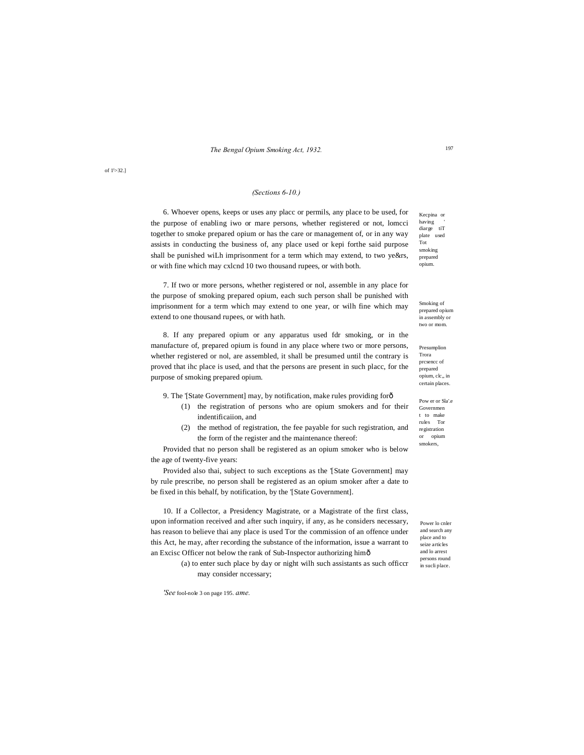of 1'>32.]

*(Sections 6-10.)*

Kecpina or having ' diarge tiT plate used Tot smoking prepared opium.

6. Whoever opens, keeps or uses any placc or permils, any place to be used, for the purpose of enabling iwo or mare persons, whether registered or not, lomcci together to smoke prepared opium or has the care or management of, or in any way assists in conducting the business of, any place used or kepi forthe said purpose shall be punished wiLh imprisonment for a term which may extend, to two ye&rs, or with fine which may cxlcnd 10 two thousand rupees, or with both.

Smoking of prepared opium in assembly or two or mom.

7. If two or more persons, whether registered or nol, assemble in any place for the purpose of smoking prepared opium, each such person shall be punished with imprisonment for a term which may extend to one year, or wilh fine which may extend to one thousand rupees, or with hath.

Presumplion Trora prcsencc of prepared opium, clc,, in certain places.

8. If any prepared opium or any apparatus used fdr smoking, or in the manufacture of, prepared opium is found in any place where two or more persons, whether registered or nol, are assembled, it shall be presumed until the contrary is proved that ihc place is used, and that the persons are present in such placc, for the purpose of smoking prepared opium.

Pow er or Sla'.e Governmen t to make rules Tor registration or opium smokers,

9. The '[State Government] may, by notification, make rules providing forð

(1) the registration of persons who are opium smokers and for their indentificaiion, and

(2) the method of registration, the fee payable for such registration, and the form of the register and the maintenance thereof:

Provided that no person shall be registered as an opium smoker who is below the age of twenty-five years:

Provided also thai, subject to such exceptions as the '[State Government] may by rule prescribe, no person shall be registered as an opium smoker after a date to be fixed in this behalf, by notification, by the '[State Government].

Power lo cnler and search any place and to seize articles and lo arrest persons round in sucli place.

10. If a Collector, a Presidency Magistrate, or a Magistrate of the first class, upon information received and after such inquiry, if any, as he considers necessary, has reason to believe thai any place is used Tor the commission of an offence under this Act, he may, after recording the substance of the information, issue a warrant to an Excisc Officer not below the rank of Sub-Inspector authorizing himð

(a) to enter such place by day or night wilh such assistants as such officcr may consider nccessary;

*'See* fool-nole 3 on page 195. *ame.*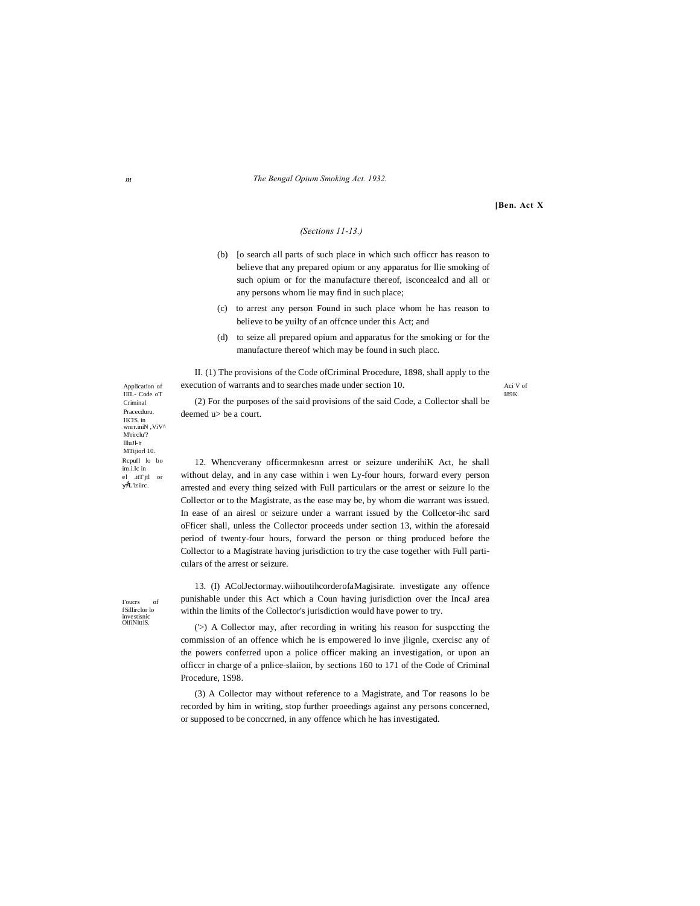[Ben. Act X

(Sections 11-13.)

(b) [o search all parts of such place in which such officcr has reason to believe that any prepared opium or any apparatus for llie smoking of such opium or for the manufacture thereof, isconcealcd and all or any persons whom lie may find in such place;

(c) to arrest any person Found in such place whom he has reason to believe to be yuilty of an offcnce under this Act; and

(d) to seize all prepared opium and apparatus for the smoking or for the manufacture thereof which may be found in such placc.

Application of IIIL- Code oT Criminal Pracecduru. IK'JS. in wnrr.iniN ,ViV^ M'rirclu'? llluJl-'r MTijiorl 10.

II. (1) The provisions of the Code ofCriminal Procedure, 1898, shall apply to the execution of warrants and to searches made under section 10.

Aci V of I89K.

(2) For the purposes of the said provisions of the said Code, a Collector shall be deemed u> be a court.

Rcpufl lo bo im.i.Ic in el .itT'jtl or yÅ.'iz.iirc.

12. Whencverany officermnkesnn arrest or seizure underihiK Act, he shall without delay, and in any case within i wen Ly-four hours, forward every person arrested and every thing seized with Full particulars or the arrest or seizure lo the Collector or to the Magistrate, as the ease may be, by whom die warrant was issued. In ease of an airesl or seizure under a warrant issued by the Collcetor-ihc sard oFficer shall, unless the Collector proceeds under section 13, within the aforesaid period of twenty-four hours, forward the person or thing produced before the Collector to a Magistrate having jurisdiction to try the case together with Full particulars of the arrest or seizure.

I'oucrs of fSillirclor lo investisnic OlfiNlttlS.

13. (I) AColJectormay.wiihoutihcorderofaMagisirate. investigate any offence punishable under this Act which a Coun having jurisdiction over the IncaJ area within the limits of the Collector's jurisdiction would have power to try.

('>) A Collector may, after recording in writing his reason for suspccting the commission of an offence which he is empowered lo inve jlignle, cxercisc any of the powers conferred upon a police officer making an investigation, or upon an officcr in charge of a pnlice-slaiion, by sections 160 to 171 of the Code of Criminal Procedure, 1S98.

(3) A Collector may without reference to a Magistrate, and Tor reasons lo be recorded by him in writing, stop further proeedings against any persons concerned, or supposed to be conccrned, in any offence which he has investigated.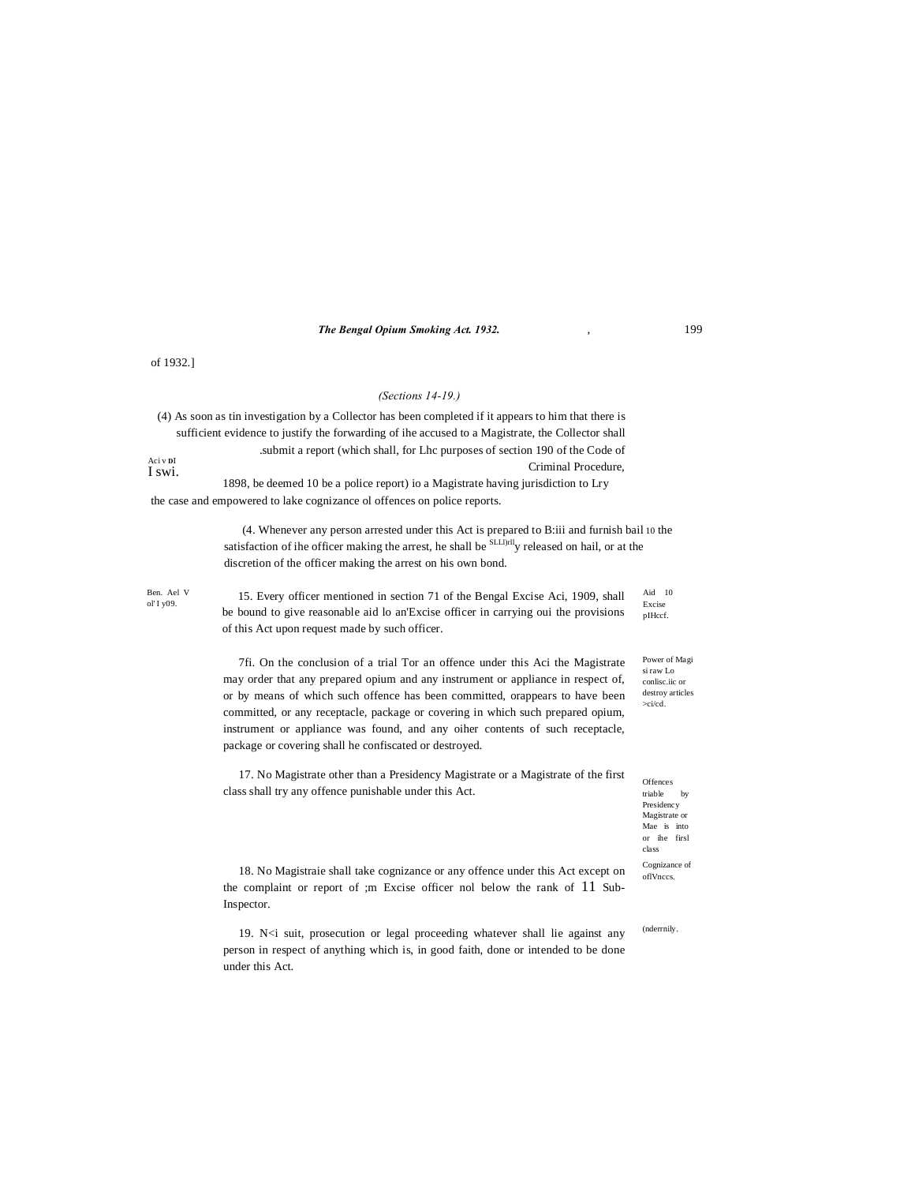of 1932.]

*(Sections 14-19.)*

(4) As soon as tin investigation by a Collector has been completed if it appears to him that there is sufficient evidence to justify the forwarding of ihe accused to a Magistrate, the Collector shall .submit a report (which shall, for Lhc purposes of section 190 of the Code of Criminal Procedure, 1898, be deemed 10 be a police report) io a Magistrate having jurisdiction to Lry the case and empowered to lake cognizance ol offences on police reports.

Aci v DI I swi.

(4. Whenever any person arrested under this Act is prepared to B:iii and furnish bail 10 the satisfaction of ihe officer making the arrest, he shall be SLLl)rlly released on hail, or at the discretion of the officer making the arrest on his own bond.

Ben. Ael V ol' I y09.

Aid 10 Excise pIHccf.

15. Every officer mentioned in section 71 of the Bengal Excise Aci, 1909, shall be bound to give reasonable aid lo an'Excise officer in carrying oui the provisions of this Act upon request made by such officer.

Power of Magisi raw Lo conlisc.iic or destroy articles >ci/cd.

7fi. On the conclusion of a trial Tor an offence under this Aci the Magistrate may order that any prepared opium and any instrument or appliance in respect of, or by means of which such offence has been committed, orappears to have been committed, or any receptacle, package or covering in which such prepared opium, instrument or appliance was found, and any oiher contents of such receptacle, package or covering shall he confiscated or destroyed.

Offences triable by Presidency Magistrate or Mae is into or ihe firsl class

17. No Magistrate other than a Presidency Magistrate or a Magistrate of the first class shall try any offence punishable under this Act.

Cognizance of oflVnccs.

18. No Magistraie shall take cognizance or any offence under this Act except on the complaint or report of ;m Excise officer nol below the rank of 11 Sub-Inspector.

(nderrnily.

19. N<i suit, prosecution or legal proceeding whatever shall lie against any person in respect of anything which is, in good faith, done or intended to be done under this Act.